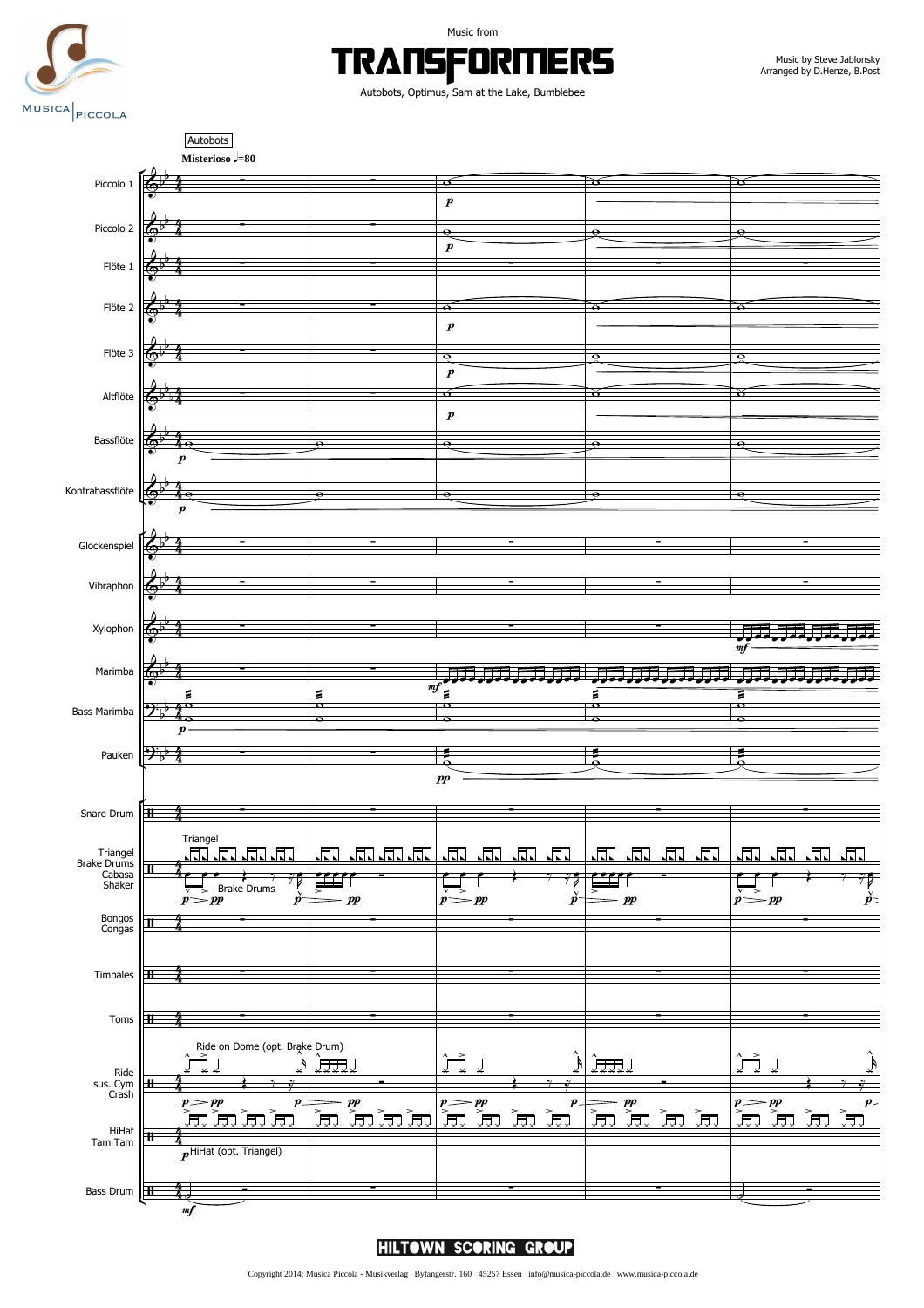Music from

# TRANSFORMERS

Autobots, Optimus, Sam at the Lake, Bumblebee

Music by Steve Jablonsky
Arranged by D.Henze, B.Post

Copyright 2014: Musica Piccola - Musikverlag Byfangerstr. 160 45257 Essen info@musica-piccola.de www.musica-piccola.de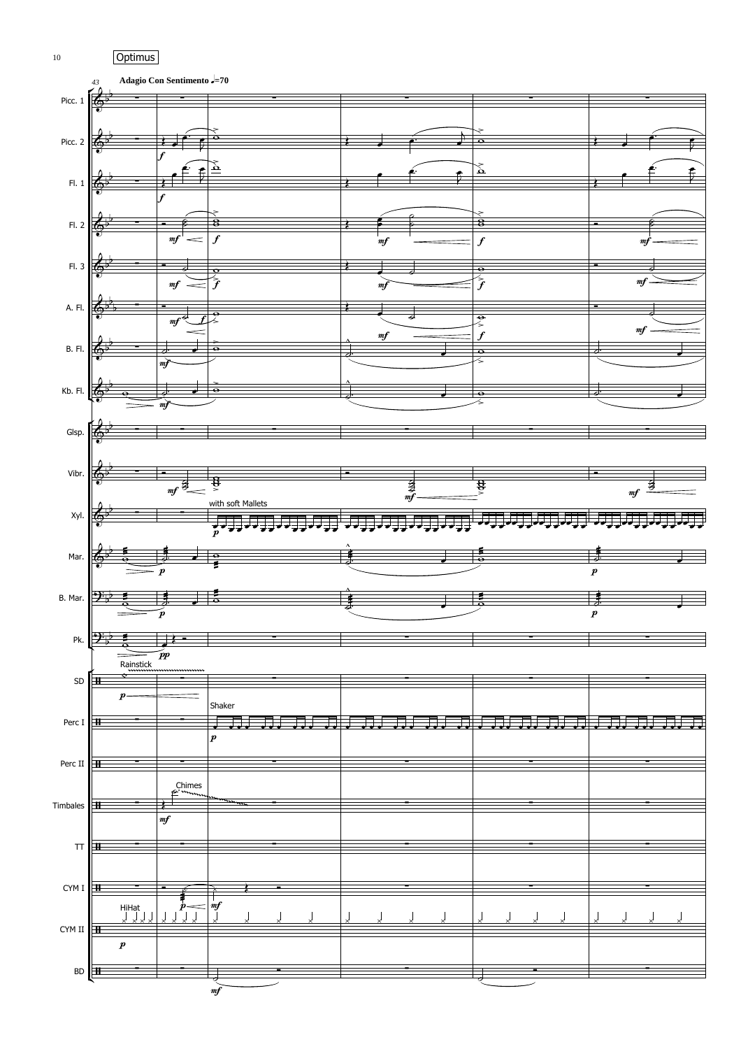Optimus

43 **Adagio Con Sentimento** ♩=70

Picc. 1

Picc. 2

Fl. 1

Fl. 2

Fl. 3

A. Fl.

B. Fl.

Kb. Fl.

Glsp.

Vibr.

Xyl. with soft Mallets

Mar.

B. Mar.

Pk.

SD Rainstick

Perc I Shaker

Perc II

Timbales Chimes

TT

CYM I

CYM II HiHat

BD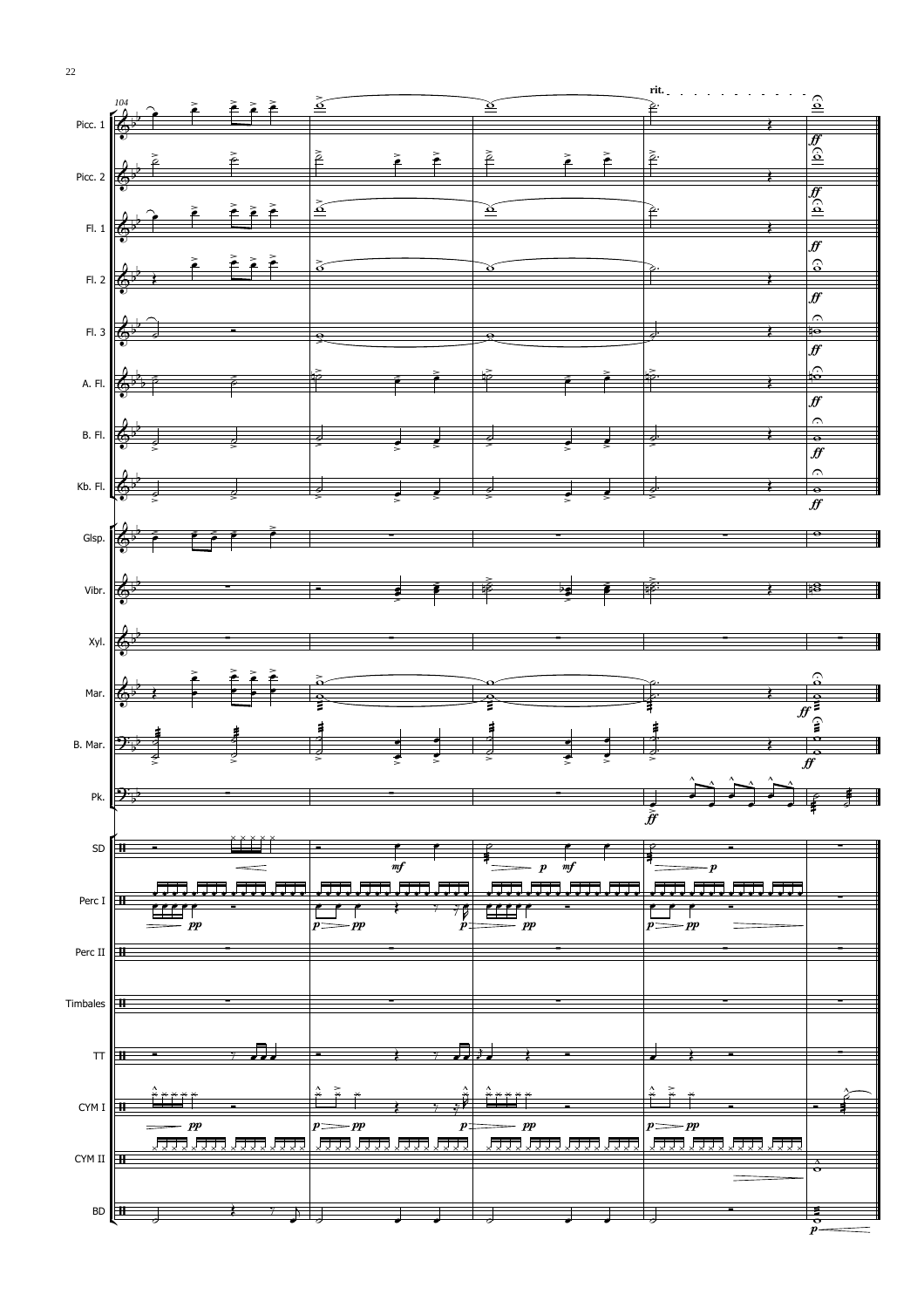rit.

Picc. 1

Picc. 2

Fl. 1

Fl. 2

Fl. 3

A. Fl.

B. Fl.

Kb. Fl.

Glsp.

Vibr.

Xyl.

Mar.

B. Mar.

Pk.

SD

Perc I

Perc II

Timbales

TT

CYM I

CYM II

BD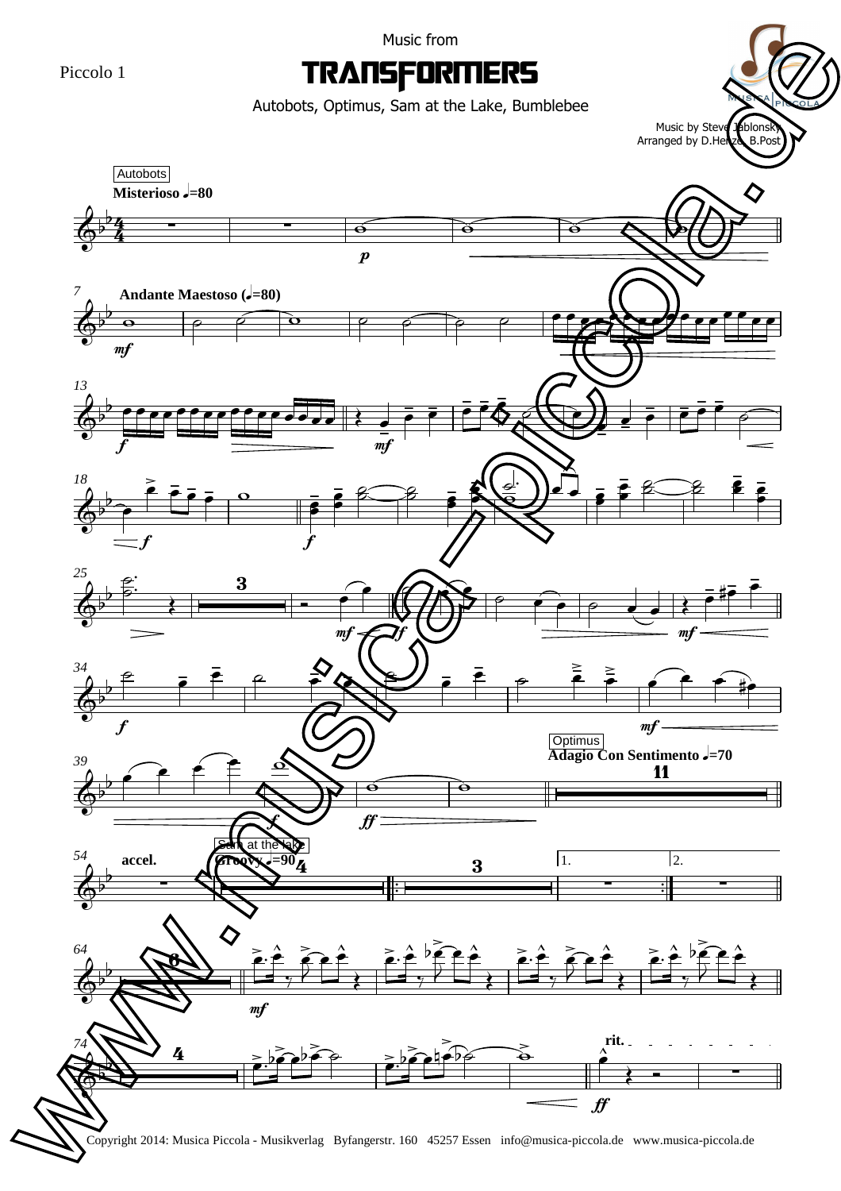Piccolo 1

Music from

# TRANSFORMERS

Autobots, Optimus, Sam at the Lake, Bumblebee

Music by Steve Jablonsky
Arranged by D.Herzel, B.Post

Autobots

**Misterioso** ♩=80

**Andante Maestoso** (♩=80)

Optimus

**Adagio Con Sentimento** ♩=70

**accel.**

Sam at the lake

**Groovy** ♩=90

**rit.**

Copyright 2014: Musica Piccola - Musikverlag Byfangerstr. 160 45257 Essen info@musica-piccola.de www.musica-piccola.de

www.musica-piccola.de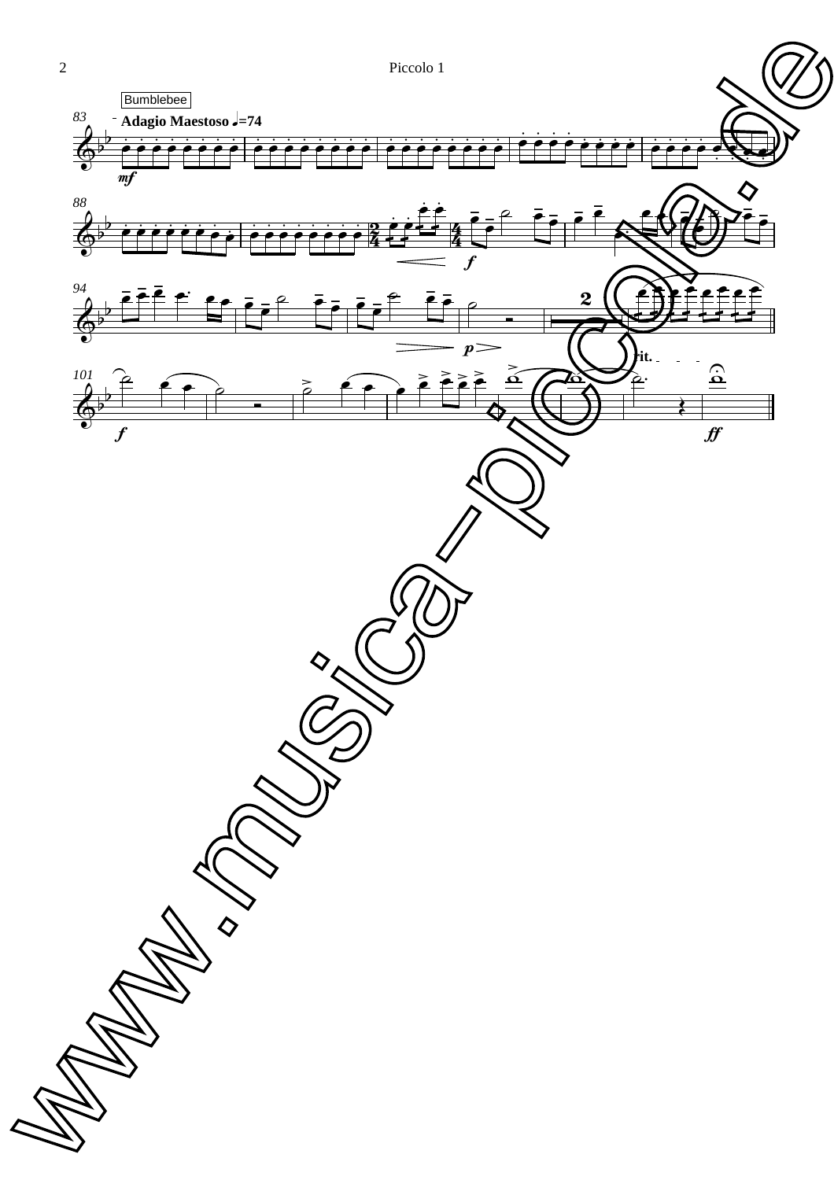Bumblebee

**Adagio Maestoso** ♩=74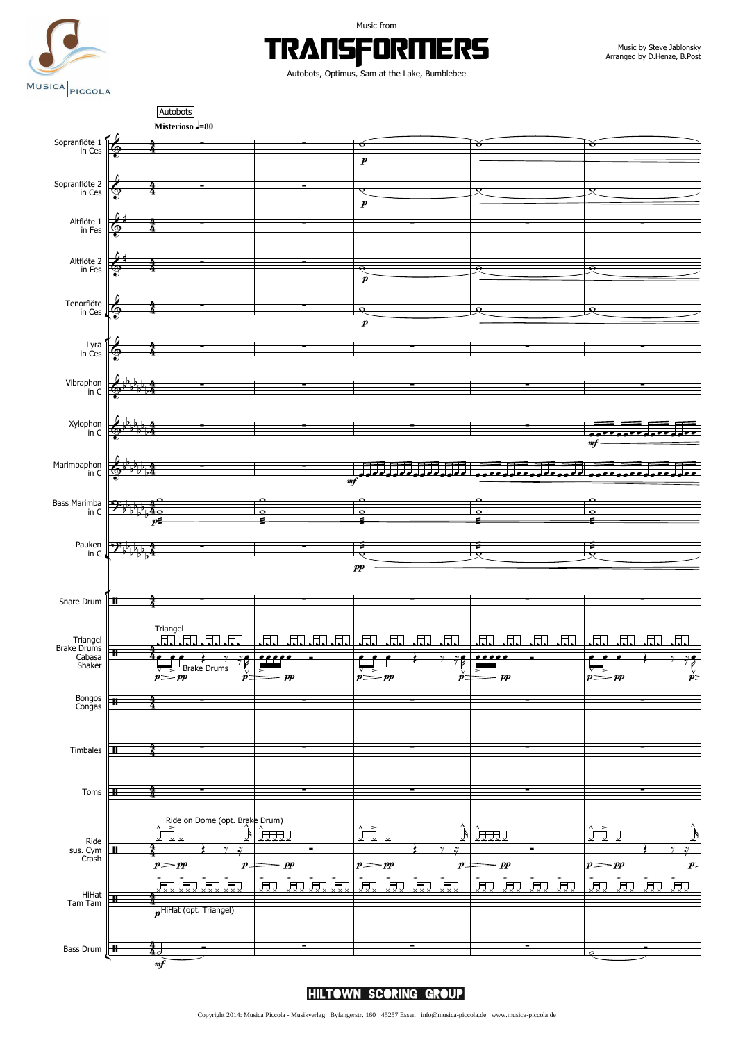Music from

# TRANSFORMERS

Autobots, Optimus, Sam at the Lake, Bumblebee

Music by Steve Jablonsky
Arranged by D.Henze, B.Post

Autobots

**Misterioso ♩=80**

Sopranflöte 1 in Ces
Sopranflöte 2 in Ces
Altflöte 1 in Fes
Altflöte 2 in Fes
Tenorflöte in Ces
Lyra in Ces
Vibraphon in C
Xylophon in C
Marimbaphon in C
Bass Marimba in C
Pauken in C
Snare Drum
Triangel / Brake Drums / Cabasa / Shaker
Bongos / Congas
Timbales
Toms
Ride / sus. Cym / Crash
HiHat / Tam Tam
Bass Drum

Triangel

Brake Drums

Ride on Dome (opt. Brake Drum)

HiHat (opt. Triangel)

HILTOWN SCORING GROUP

Copyright 2014: Musica Piccola - Musikverlag Byfangerstr. 160 45257 Essen info@musica-piccola.de www.musica-piccola.de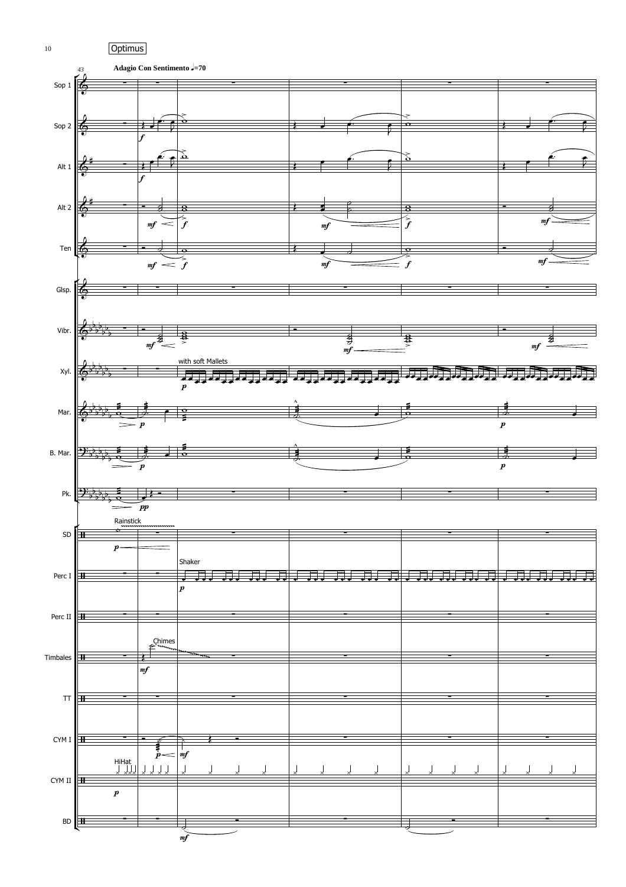Optimus

**Adagio Con Sentimento** ♩=70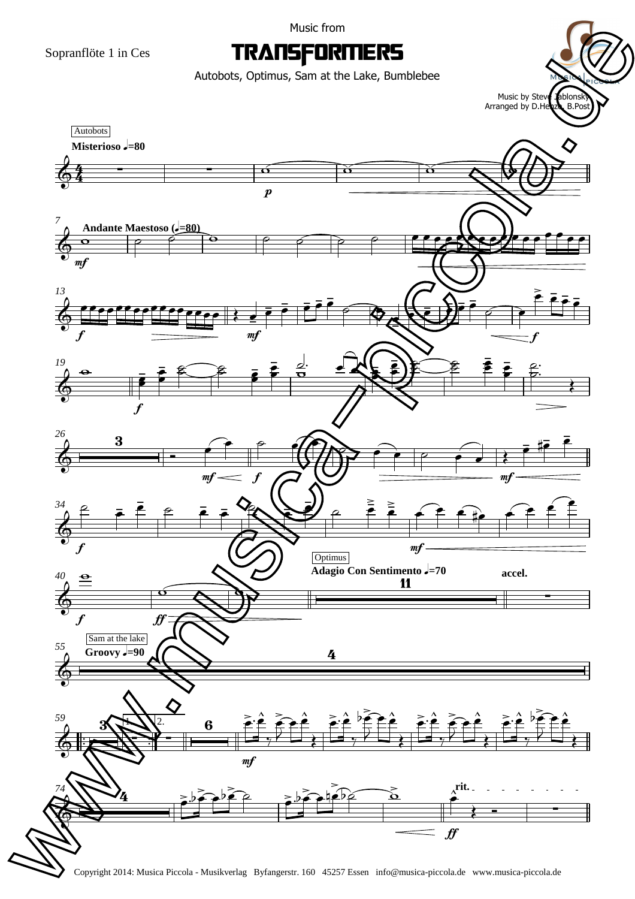Sopranflöte 1 in Ces

Music from

# TRANSFORMERS

Autobots, Optimus, Sam at the Lake, Bumblebee

Music by Steve Jablonsky
Arranged by D.Henze, B.Post

Autobots

**Misterioso** ♩=80

**Andante Maestoso** (♩=80)

Optimus

**Adagio Con Sentimento** ♩=70

**accel.**

Sam at the lake

**Groovy** ♩=90

**rit.**

Copyright 2014: Musica Piccola - Musikverlag Byfangerstr. 160 45257 Essen info@musica-piccola.de www.musica-piccola.de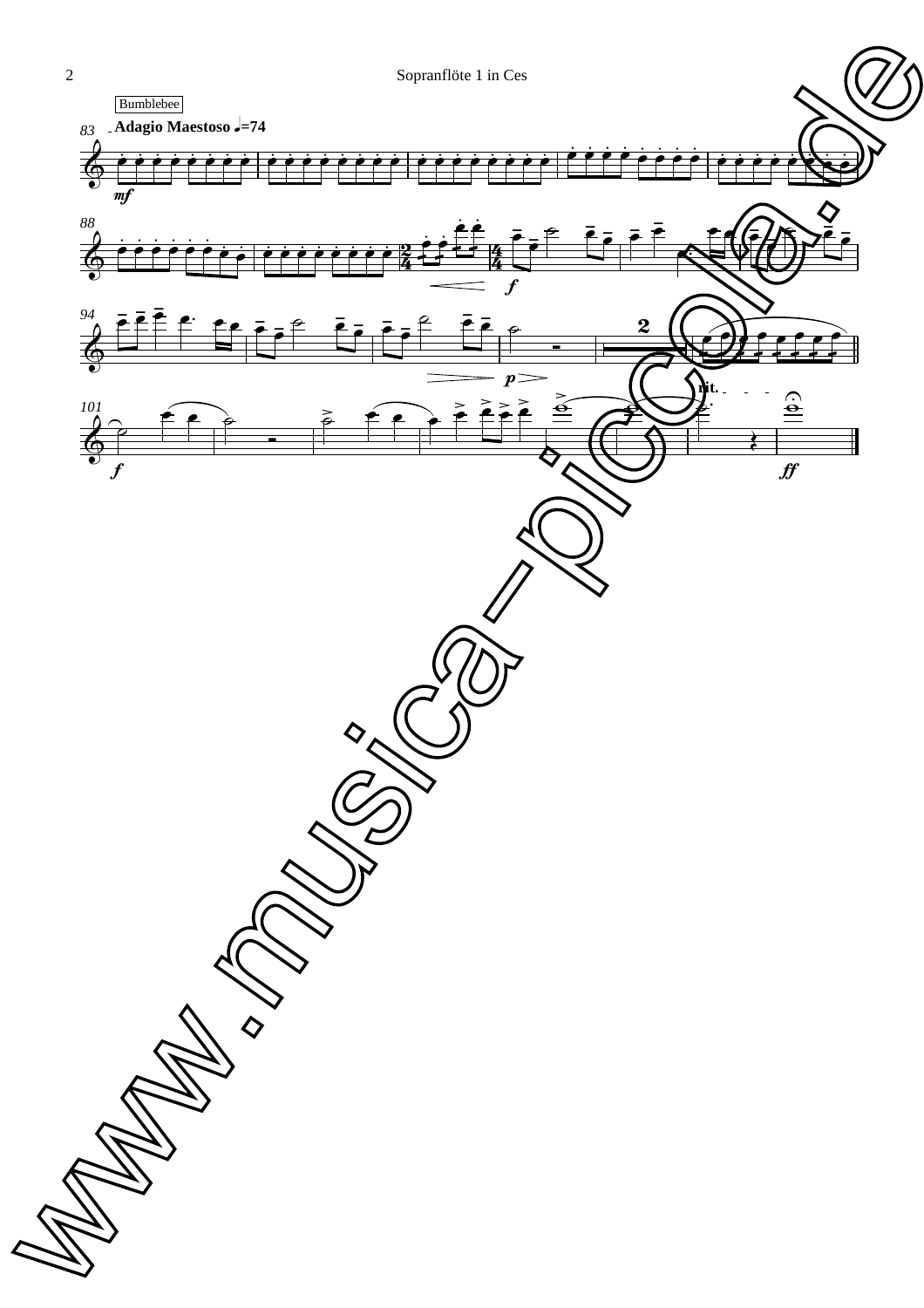Bumblebee

**Adagio Maestoso** ♩=74

83

*mf*

88

*f*

94

*p*

101

*f*

rit.

*ff*

www.musica-piccola.de